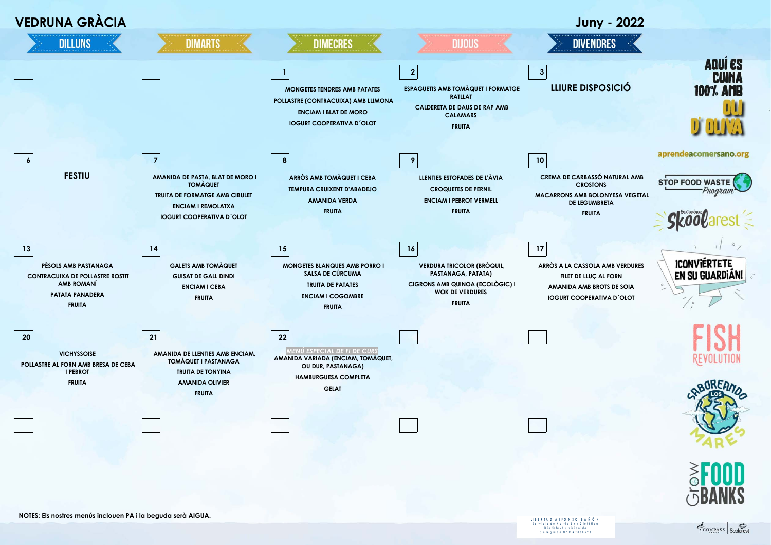# VEDRUNA GRÀCIA

## Juny - 2022

| DILLUNS | DIMARTS | DIMECRES | DIJOUS | DIVENDRES |
|---|---|---|---|---|
| | | **1**<br>MONGETES TENDRES AMB PATATES<br>POLLASTRE (CONTRACUIXA) AMB LLIMONA<br>ENCIAM I BLAT DE MORO<br>IOGURT COOPERATIVA D´OLOT | **2**<br>ESPAGUETIS AMB TOMÀQUET I FORMATGE RATLLAT<br>CALDERETA DE DAUS DE RAP AMB CALAMARS<br>FRUITA | **3**<br>LLIURE DISPOSICIÓ |
| **6**<br>FESTIU | **7**<br>AMANIDA DE PASTA, BLAT DE MORO I TOMÀQUET<br>TRUITA DE FORMATGE AMB CIBULET<br>ENCIAM I REMOLATXA<br>IOGURT COOPERATIVA D´OLOT | **8**<br>ARRÒS AMB TOMÀQUET I CEBA<br>TEMPURA CRUIXENT D'ABADEJO<br>AMANIDA VERDA<br>FRUITA | **9**<br>LLENTIES ESTOFADES DE L'ÀVIA<br>CROQUETES DE PERNIL<br>ENCIAM I PEBROT VERMELL<br>FRUITA | **10**<br>CREMA DE CARBASSÓ NATURAL AMB CROSTONS<br>MACARRONS AMB BOLONYESA VEGETAL DE LEGUMBRETA<br>FRUITA |
| **13**<br>PÈSOLS AMB PASTANAGA<br>CONTRACUIXA DE POLLASTRE ROSTIT AMB ROMANÍ<br>PATATA PANADERA<br>FRUITA | **14**<br>GALETS AMB TOMÀQUET<br>GUISAT DE GALL DINDI<br>ENCIAM I CEBA<br>FRUITA | **15**<br>MONGETES BLANQUES AMB PORRO I SALSA DE CÚRCUMA<br>TRUITA DE PATATES<br>ENCIAM I COGOMBRE<br>FRUITA | **16**<br>VERDURA TRICOLOR (BRÒQUIL, PASTANAGA, PATATA)<br>CIGRONS AMB QUINOA (ECOLÒGIC) I WOK DE VERDURES<br>FRUITA | **17**<br>ARRÒS A LA CASSOLA AMB VERDURES<br>FILET DE LLUÇ AL FORN<br>AMANIDA AMB BROTS DE SOIA<br>IOGURT COOPERATIVA D´OLOT |
| **20**<br>VICHYSSOISE<br>POLLASTRE AL FORN AMB BRESA DE CEBA I PEBROT<br>FRUITA | **21**<br>AMANIDA DE LLENTIES AMB ENCIAM, TOMÀQUET I PASTANAGA<br>TRUITA DE TONYINA<br>AMANIDA OLIVIER<br>FRUITA | **22**<br>*MENÚ ESPECIAL DE FI DE CURS*<br>AMANIDA VARIADA (ENCIAM, TOMÀQUET, OU DUR, PASTANAGA)<br>HAMBURGUESA COMPLETA<br>GELAT | | |
| | | | | |

**NOTES: Els nostres menús inclouen PA i la beguda serà AIGUA.**

AQUÍ ES CUINA 100% AMB OLI D' OLIVA

aprendeacomersano.org

STOP FOOD WASTE Program

Es Curious Skoolarest

¡CONVIÉRTETE EN SU GUARDIÁN!

FISH REVOLUTION

SABOREANDO LOS MARES

Grow FOOD BANKS

LIBERTAD ALFONSO BAÑÓN
Servicio de Nutrición y Dietética
Dietista-Nutricionista
Colegiado Nº CAT000598

COMPASS GROUP | Scolarest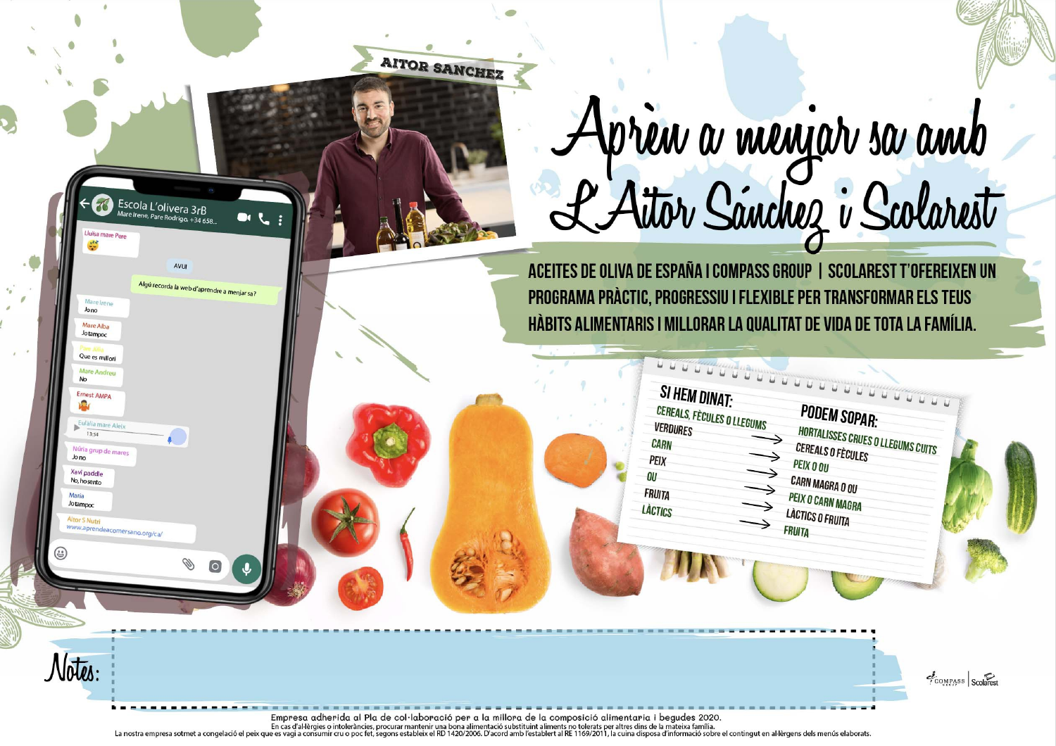# Aprèn a menjar sa amb L'Aitor Sánchez i Scolarest

AITOR SANCHEZ

**ACEITES DE OLIVA DE ESPAÑA I COMPASS GROUP | SCOLAREST T'OFEREIXEN UN PROGRAMA PRÀCTIC, PROGRESSIU I FLEXIBLE PER TRANSFORMAR ELS TEUS HÀBITS ALIMENTARIS I MILLORAR LA QUALITAT DE VIDA DE TOTA LA FAMÍLIA.**

Escola L'olivera 3rB
Mare Irene, Pare Rodrigo, +34 658...

Lluïsa mare Pere

AVUI

Algú recorda la web d'aprendre a menjar sa?

Mare Irene
Jo no

Mare Alba
Jo tampoc

Pare Jofre
Que es millori

Mare Andreu
No

Ernest AMPA

Eulàlia mare Aleix
13:54

Núria grup de mares
Jo no

Xavi paddle
No, ho sento

Maria
Jo tampoc

Aitor S Nutri
www.aprendeacomersano.org/ca/

| SI HEM DINAT: | | PODEM SOPAR: |
|---|---|---|
| CEREALS, FÈCULES O LLEGUMS | → | HORTALISSES CRUES O LLEGUMS CUITS |
| VERDURES | → | CEREALS O FÈCULES |
| CARN | → | PEIX O OU |
| PEIX | → | CARN MAGRA O OU |
| OU | → | PEIX O CARN MAGRA |
| FRUITA | → | LÀCTICS O FRUITA |
| LÀCTICS | → | FRUITA |

Notes:

COMPASS GROUP | Scolarest

Empresa adherida al Pla de col·laboració per a la millora de la composició alimentària i begudes 2020.

En cas d'al·lèrgies o intoleràncies, procurar mantenir una bona alimentació substituint aliments no tolerats per altres dins de la mateixa família.

La nostra empresa sotmet a congelació el peix que es vagi a consumir cru o poc fet, segons estableix el RD 1420/2006. D'acord amb l'establert al RE 1169/2011, la cuina disposa d'informació sobre el contingut en al·lèrgens dels menús elaborats.